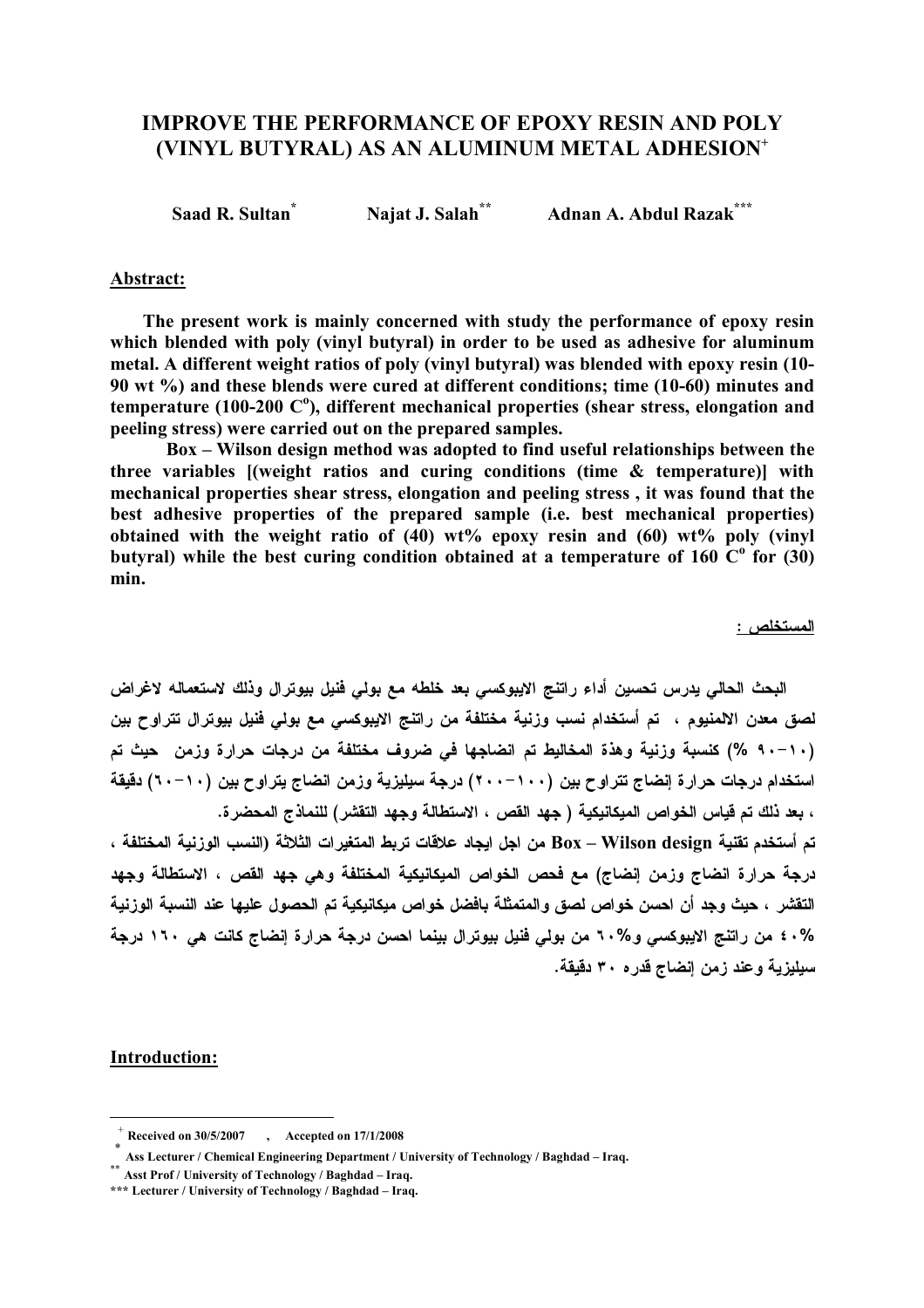# IMPROVE THE PERFORMANCE OF EPOXY RESIN AND POLY (VINYL BUTYRAL) AS AN ALUMINUM METAL ADHESION[+]

**Saad R. Sultan[*]　　Najat J. Salah[**]　　Adnan A. Abdul Razak[***]**

## Abstract:

**The present work is mainly concerned with study the performance of epoxy resin which blended with poly (vinyl butyral) in order to be used as adhesive for aluminum metal. A different weight ratios of poly (vinyl butyral) was blended with epoxy resin (10-90 wt %) and these blends were cured at different conditions; time (10-60) minutes and temperature (100-200 C$^o$), different mechanical properties (shear stress, elongation and peeling stress) were carried out on the prepared samples.**

**Box – Wilson design method was adopted to find useful relationships between the three variables [(weight ratios and curing conditions (time & temperature)] with mechanical properties shear stress, elongation and peeling stress , it was found that the best adhesive properties of the prepared sample (i.e. best mechanical properties) obtained with the weight ratio of (40) wt% epoxy resin and (60) wt% poly (vinyl butyral) while the best curing condition obtained at a temperature of 160 C$^o$ for (30) min.**

## المستخلص :

البحث الحالي يدرس تحسين أداء راتنج الايبوكسي بعد خلطه مع بولي فنيل بيوترال وذلك لاستعماله لاغراض لصق معدن الالمنيوم ، تم أستخدام نسب وزنية مختلفة من راتنج الايبوكسي مع بولي فنيل بيوترال تتراوح بين (١٠-٩٠ %) كنسبة وزنية وهذة المخاليط تم انضاجها في ظروف مختلفة من درجات حرارة وزمن حيث تم استخدام درجات حرارة إنضاج تتراوح بين (١٠٠-٢٠٠) درجة سيليزية وزمن انضاج يتراوح بين (١٠-٦٠) دقيقة ، بعد ذلك تم قياس الخواص الميكانيكية ( جهد القص ، الاستطالة وجهد التقشر) للنماذج المحضرة.

تم أستخدم تقنية Box – Wilson design من اجل ايجاد علاقات تربط المتغيرات الثلاثة (النسب الوزنية المختلفة ، درجة حرارة انضاج وزمن إنضاج) مع فحص الخواص الميكانيكية المختلفة وهي جهد القص ، الاستطالة وجهد التقشر ، حيث وجد أن احسن خواص لصق والمتمثلة بافضل خواص ميكانيكية تم الحصول عليها عند النسبة الوزنية ٤٠% من راتنج الايبوكسي و٦٠% من بولي فنيل بيوترال بينما احسن درجة حرارة إنضاج كانت هي ١٦٠ درجة سيليزية وعند زمن إنضاج قدره ٣٠ دقيقة.

## Introduction:

---

[+] Received on 30/5/2007 , Accepted on 17/1/2008

[*] Ass Lecturer / Chemical Engineering Department / University of Technology / Baghdad – Iraq.

[**] Asst Prof / University of Technology / Baghdad – Iraq.

[***] Lecturer / University of Technology / Baghdad – Iraq.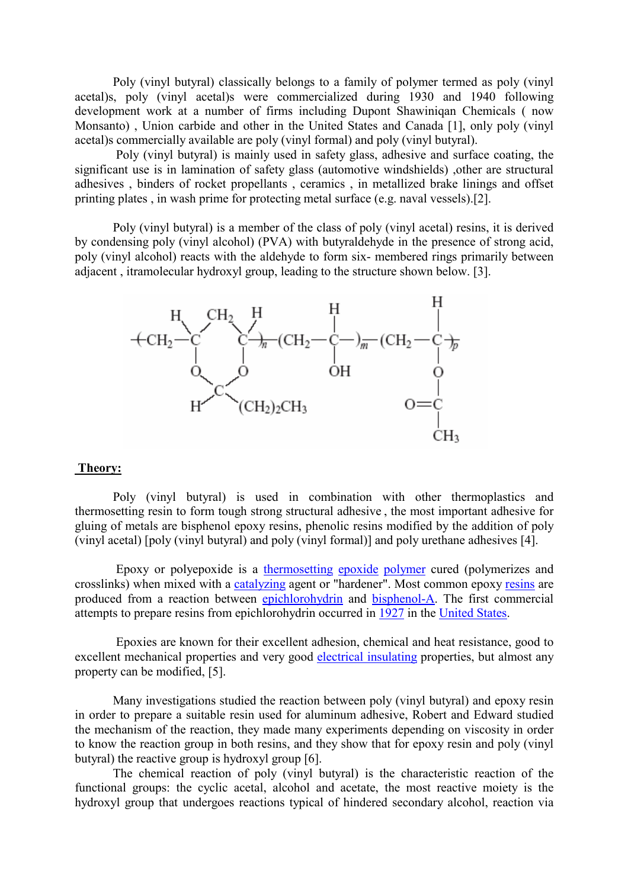Poly (vinyl butyral) classically belongs to a family of polymer termed as poly (vinyl acetal)s, poly (vinyl acetal)s were commercialized during 1930 and 1940 following development work at a number of firms including Dupont Shawiniqan Chemicals ( now Monsanto) , Union carbide and other in the United States and Canada [1], only poly (vinyl acetal)s commercially available are poly (vinyl formal) and poly (vinyl butyral).

Poly (vinyl butyral) is mainly used in safety glass, adhesive and surface coating, the significant use is in lamination of safety glass (automotive windshields) ,other are structural adhesives , binders of rocket propellants , ceramics , in metallized brake linings and offset printing plates , in wash prime for protecting metal surface (e.g. naval vessels).[2].

Poly (vinyl butyral) is a member of the class of poly (vinyl acetal) resins, it is derived by condensing poly (vinyl alcohol) (PVA) with butyraldehyde in the presence of strong acid, poly (vinyl alcohol) reacts with the aldehyde to form six- membered rings primarily between adjacent , itramolecular hydroxyl group, leading to the structure shown below. [3].

$$-\!\!\left[CH_2-CH(O-)-CH_2-CH(O-)\right]_n\!-\!\left(CH_2-CH(OH)\right)_m\!-\!\left(CH_2-CH(O-CO-CH_3)\right)_p-$$

(the two O atoms of the first unit joined through $CH(CH_2)_2CH_3$ to form a six-membered ring)

**Theory:**

Poly (vinyl butyral) is used in combination with other thermoplastics and thermosetting resin to form tough strong structural adhesive , the most important adhesive for gluing of metals are bisphenol epoxy resins, phenolic resins modified by the addition of poly (vinyl acetal) [poly (vinyl butyral) and poly (vinyl formal)] and poly urethane adhesives [4].

Epoxy or polyepoxide is a thermosetting epoxide polymer cured (polymerizes and crosslinks) when mixed with a catalyzing agent or "hardener". Most common epoxy resins are produced from a reaction between epichlorohydrin and bisphenol-A. The first commercial attempts to prepare resins from epichlorohydrin occurred in 1927 in the United States.

Epoxies are known for their excellent adhesion, chemical and heat resistance, good to excellent mechanical properties and very good electrical insulating properties, but almost any property can be modified, [5].

Many investigations studied the reaction between poly (vinyl butyral) and epoxy resin in order to prepare a suitable resin used for aluminum adhesive, Robert and Edward studied the mechanism of the reaction, they made many experiments depending on viscosity in order to know the reaction group in both resins, and they show that for epoxy resin and poly (vinyl butyral) the reactive group is hydroxyl group [6].

The chemical reaction of poly (vinyl butyral) is the characteristic reaction of the functional groups: the cyclic acetal, alcohol and acetate, the most reactive moiety is the hydroxyl group that undergoes reactions typical of hindered secondary alcohol, reaction via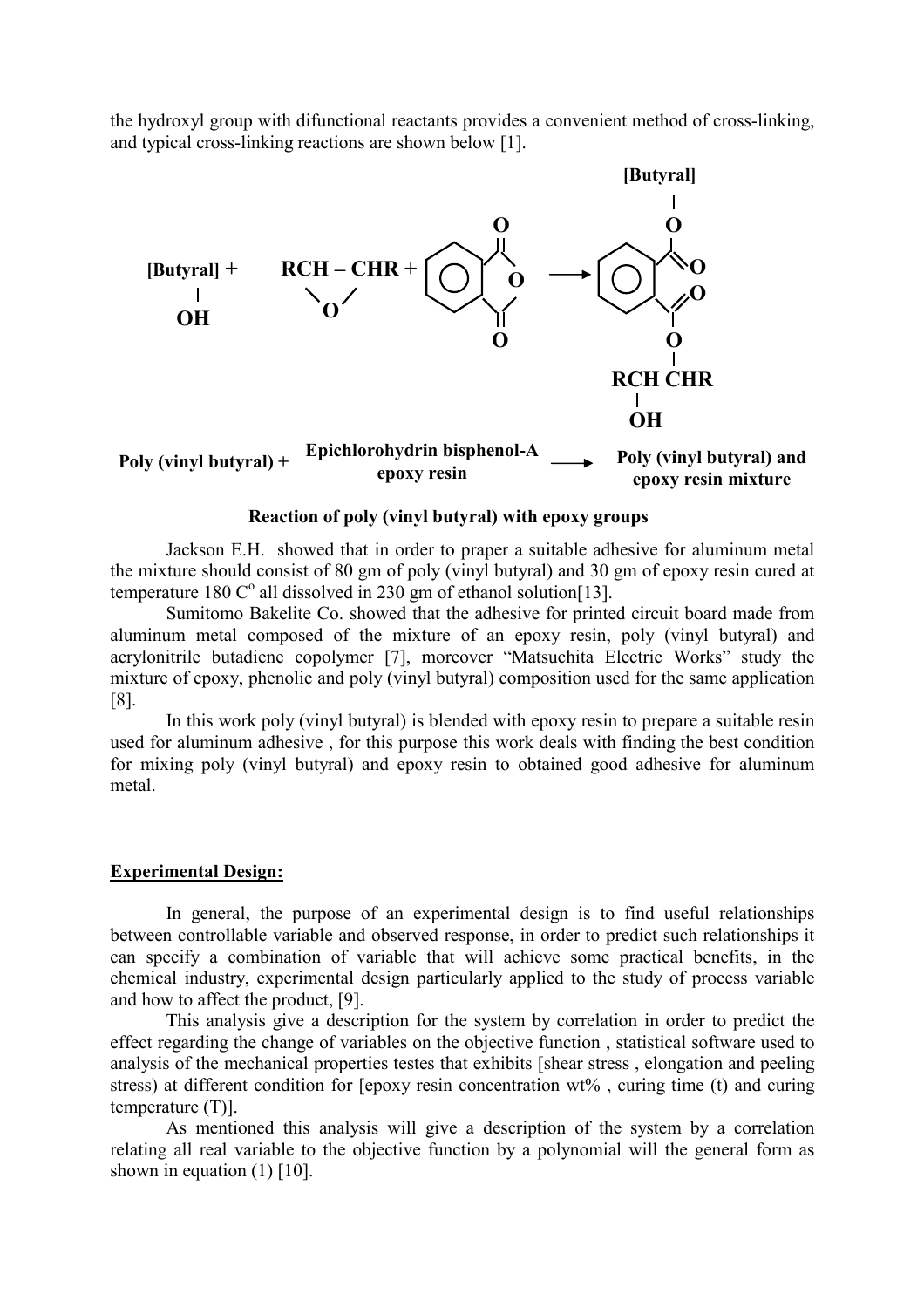the hydroxyl group with difunctional reactants provides a convenient method of cross-linking, and typical cross-linking reactions are shown below [1].

[Butyral] + RCH – CHR + (phthalic anhydride) → [Butyral]–O–C(=O)–C₆H₄–C(=O)–O–RCH CHR–OH

| | | |
|---|---|---|
| **Poly (vinyl butyral) +** | **Epichlorohydrin bisphenol-A epoxy resin** → | **Poly (vinyl butyral) and epoxy resin mixture** |

**Reaction of poly (vinyl butyral) with epoxy groups**

Jackson E.H. showed that in order to praper a suitable adhesive for aluminum metal the mixture should consist of 80 gm of poly (vinyl butyral) and 30 gm of epoxy resin cured at temperature 180 $C^o$ all dissolved in 230 gm of ethanol solution[13].

Sumitomo Bakelite Co. showed that the adhesive for printed circuit board made from aluminum metal composed of the mixture of an epoxy resin, poly (vinyl butyral) and acrylonitrile butadiene copolymer [7], moreover "Matsuchita Electric Works" study the mixture of epoxy, phenolic and poly (vinyl butyral) composition used for the same application [8].

In this work poly (vinyl butyral) is blended with epoxy resin to prepare a suitable resin used for aluminum adhesive , for this purpose this work deals with finding the best condition for mixing poly (vinyl butyral) and epoxy resin to obtained good adhesive for aluminum metal.

## Experimental Design:

In general, the purpose of an experimental design is to find useful relationships between controllable variable and observed response, in order to predict such relationships it can specify a combination of variable that will achieve some practical benefits, in the chemical industry, experimental design particularly applied to the study of process variable and how to affect the product, [9].

This analysis give a description for the system by correlation in order to predict the effect regarding the change of variables on the objective function , statistical software used to analysis of the mechanical properties testes that exhibits [shear stress , elongation and peeling stress) at different condition for [epoxy resin concentration wt% , curing time (t) and curing temperature (T)].

As mentioned this analysis will give a description of the system by a correlation relating all real variable to the objective function by a polynomial will the general form as shown in equation (1) [10].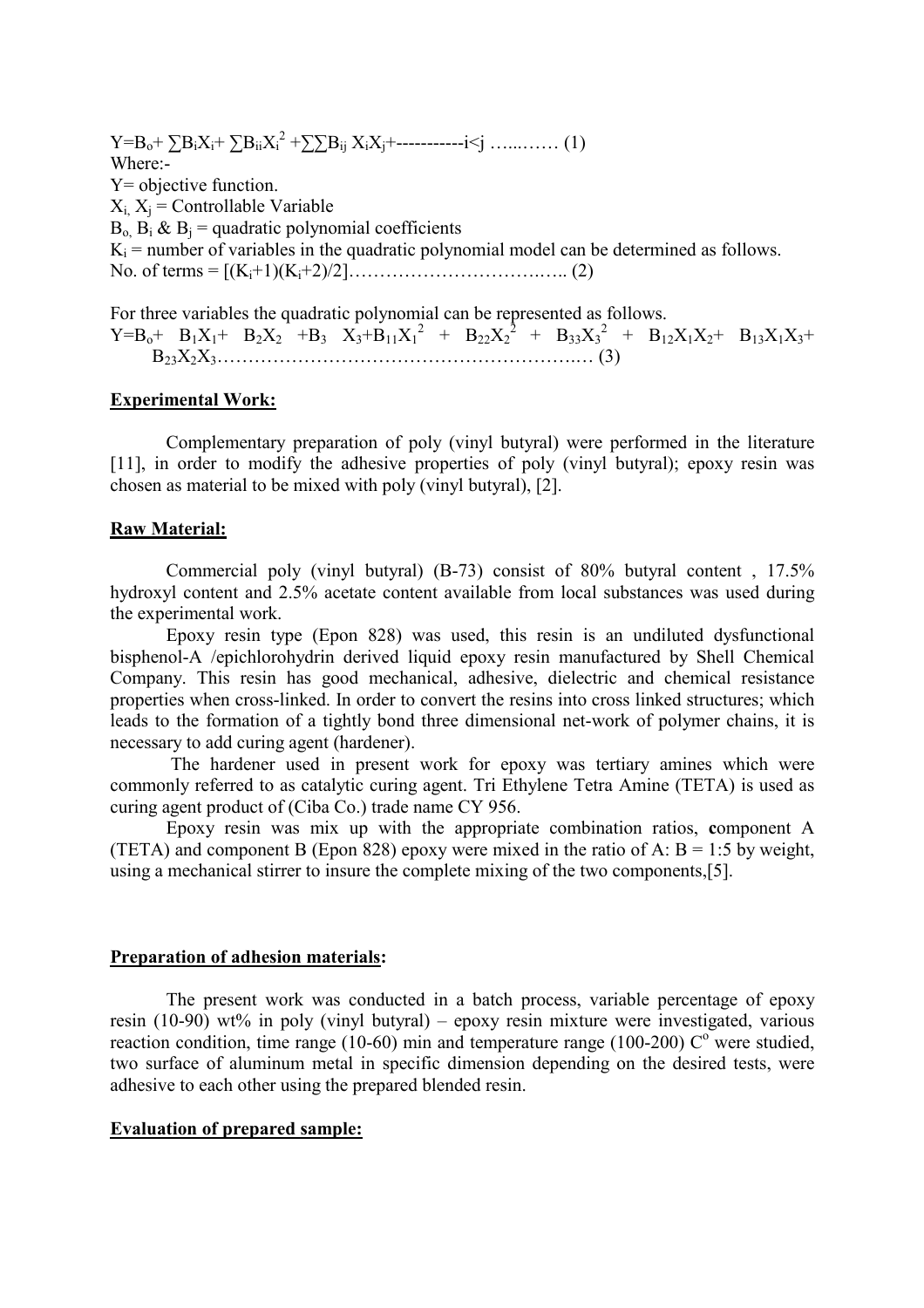$$Y=B_o+ \sum B_iX_i+ \sum B_{ii}X_i^2 +\sum\sum B_{ij} X_iX_j+\text{-----------}i<j \quad \ldots\ldots\ldots (1)$$

Where:-

Y= objective function.

$X_i$, $X_j$ = Controllable Variable

$B_o$, $B_i$ & $B_j$ = quadratic polynomial coefficients

$K_i$ = number of variables in the quadratic polynomial model can be determined as follows.

$$\text{No. of terms} = [(K_i+1)(K_i+2)/2] \quad \ldots\ldots (2)$$

For three variables the quadratic polynomial can be represented as follows.

$$Y=B_o+ B_1X_1+ B_2X_2 +B_3 X_3+B_{11}X_1^2 + B_{22}X_2^2 + B_{33}X_3^2 + B_{12}X_1X_2+ B_{13}X_1X_3+ B_{23}X_2X_3 \quad \ldots\ldots (3)$$

## Experimental Work:

Complementary preparation of poly (vinyl butyral) were performed in the literature [11], in order to modify the adhesive properties of poly (vinyl butyral); epoxy resin was chosen as material to be mixed with poly (vinyl butyral), [2].

## Raw Material:

Commercial poly (vinyl butyral) (B-73) consist of 80% butyral content , 17.5% hydroxyl content and 2.5% acetate content available from local substances was used during the experimental work.

Epoxy resin type (Epon 828) was used, this resin is an undiluted dysfunctional bisphenol-A /epichlorohydrin derived liquid epoxy resin manufactured by Shell Chemical Company. This resin has good mechanical, adhesive, dielectric and chemical resistance properties when cross-linked. In order to convert the resins into cross linked structures; which leads to the formation of a tightly bond three dimensional net-work of polymer chains, it is necessary to add curing agent (hardener).

The hardener used in present work for epoxy was tertiary amines which were commonly referred to as catalytic curing agent. Tri Ethylene Tetra Amine (TETA) is used as curing agent product of (Ciba Co.) trade name CY 956.

Epoxy resin was mix up with the appropriate combination ratios, **c**omponent A (TETA) and component B (Epon 828) epoxy were mixed in the ratio of A: B = 1:5 by weight, using a mechanical stirrer to insure the complete mixing of the two components,[5].

## Preparation of adhesion materials:

The present work was conducted in a batch process, variable percentage of epoxy resin (10-90) wt% in poly (vinyl butyral) – epoxy resin mixture were investigated, various reaction condition, time range (10-60) min and temperature range (100-200) $C^o$ were studied, two surface of aluminum metal in specific dimension depending on the desired tests, were adhesive to each other using the prepared blended resin.

## Evaluation of prepared sample: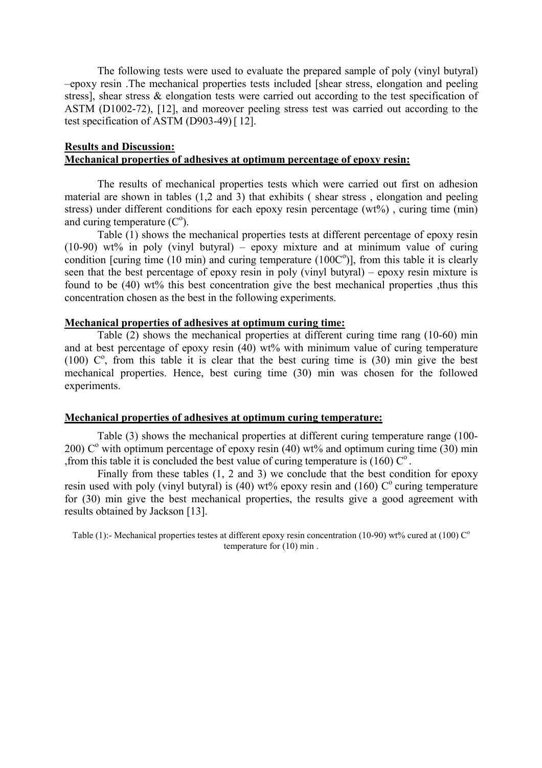The following tests were used to evaluate the prepared sample of poly (vinyl butyral) –epoxy resin .The mechanical properties tests included [shear stress, elongation and peeling stress], shear stress & elongation tests were carried out according to the test specification of ASTM (D1002-72), [12], and moreover peeling stress test was carried out according to the test specification of ASTM (D903-49) [ 12].

**Results and Discussion:**

**Mechanical properties of adhesives at optimum percentage of epoxy resin:**

The results of mechanical properties tests which were carried out first on adhesion material are shown in tables (1,2 and 3) that exhibits ( shear stress , elongation and peeling stress) under different conditions for each epoxy resin percentage (wt%) , curing time (min) and curing temperature ($C^o$).

Table (1) shows the mechanical properties tests at different percentage of epoxy resin (10-90) wt% in poly (vinyl butyral) – epoxy mixture and at minimum value of curing condition [curing time (10 min) and curing temperature ($100C^o$)], from this table it is clearly seen that the best percentage of epoxy resin in poly (vinyl butyral) – epoxy resin mixture is found to be (40) wt% this best concentration give the best mechanical properties ,thus this concentration chosen as the best in the following experiments.

**Mechanical properties of adhesives at optimum curing time:**

Table (2) shows the mechanical properties at different curing time rang (10-60) min and at best percentage of epoxy resin (40) wt% with minimum value of curing temperature (100) $C^o$, from this table it is clear that the best curing time is (30) min give the best mechanical properties. Hence, best curing time (30) min was chosen for the followed experiments.

**Mechanical properties of adhesives at optimum curing temperature:**

Table (3) shows the mechanical properties at different curing temperature range (100-200) $C^o$ with optimum percentage of epoxy resin (40) wt% and optimum curing time (30) min ,from this table it is concluded the best value of curing temperature is (160) $C^o$ .

Finally from these tables (1, 2 and 3) we conclude that the best condition for epoxy resin used with poly (vinyl butyral) is (40) wt% epoxy resin and (160) $C^o$ curing temperature for (30) min give the best mechanical properties, the results give a good agreement with results obtained by Jackson [13].

Table (1):- Mechanical properties testes at different epoxy resin concentration (10-90) wt% cured at (100) $C^o$ temperature for (10) min .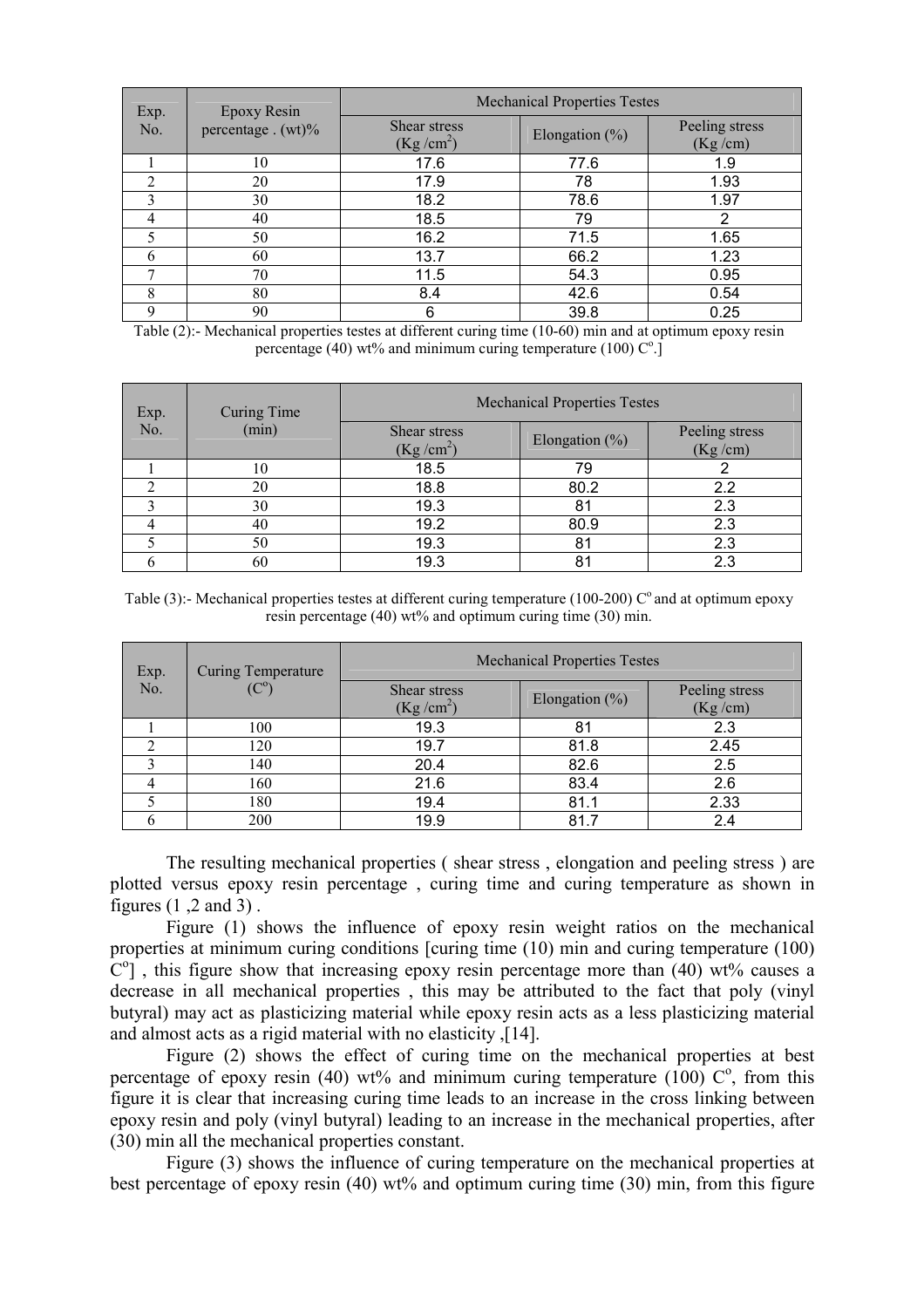| Exp. No. | Epoxy Resin percentage . (wt)% | Mechanical Properties Testes | | |
|---|---|---|---|---|
| | | Shear stress (Kg /cm$^2$) | Elongation (%) | Peeling stress (Kg /cm) |
| 1 | 10 | 17.6 | 77.6 | 1.9 |
| 2 | 20 | 17.9 | 78 | 1.93 |
| 3 | 30 | 18.2 | 78.6 | 1.97 |
| 4 | 40 | 18.5 | 79 | 2 |
| 5 | 50 | 16.2 | 71.5 | 1.65 |
| 6 | 60 | 13.7 | 66.2 | 1.23 |
| 7 | 70 | 11.5 | 54.3 | 0.95 |
| 8 | 80 | 8.4 | 42.6 | 0.54 |
| 9 | 90 | 6 | 39.8 | 0.25 |

Table (2):- Mechanical properties testes at different curing time (10-60) min and at optimum epoxy resin percentage (40) wt% and minimum curing temperature (100) C$^o$.]

| Exp. No. | Curing Time (min) | Mechanical Properties Testes | | |
|---|---|---|---|---|
| | | Shear stress (Kg /cm$^2$) | Elongation (%) | Peeling stress (Kg /cm) |
| 1 | 10 | 18.5 | 79 | 2 |
| 2 | 20 | 18.8 | 80.2 | 2.2 |
| 3 | 30 | 19.3 | 81 | 2.3 |
| 4 | 40 | 19.2 | 80.9 | 2.3 |
| 5 | 50 | 19.3 | 81 | 2.3 |
| 6 | 60 | 19.3 | 81 | 2.3 |

Table (3):- Mechanical properties testes at different curing temperature (100-200) C$^o$ and at optimum epoxy resin percentage (40) wt% and optimum curing time (30) min.

| Exp. No. | Curing Temperature (C$^o$) | Mechanical Properties Testes | | |
|---|---|---|---|---|
| | | Shear stress (Kg /cm$^2$) | Elongation (%) | Peeling stress (Kg /cm) |
| 1 | 100 | 19.3 | 81 | 2.3 |
| 2 | 120 | 19.7 | 81.8 | 2.45 |
| 3 | 140 | 20.4 | 82.6 | 2.5 |
| 4 | 160 | 21.6 | 83.4 | 2.6 |
| 5 | 180 | 19.4 | 81.1 | 2.33 |
| 6 | 200 | 19.9 | 81.7 | 2.4 |

The resulting mechanical properties ( shear stress , elongation and peeling stress ) are plotted versus epoxy resin percentage , curing time and curing temperature as shown in figures (1 ,2 and 3) .

Figure (1) shows the influence of epoxy resin weight ratios on the mechanical properties at minimum curing conditions [curing time (10) min and curing temperature (100) C$^o$] , this figure show that increasing epoxy resin percentage more than (40) wt% causes a decrease in all mechanical properties , this may be attributed to the fact that poly (vinyl butyral) may act as plasticizing material while epoxy resin acts as a less plasticizing material and almost acts as a rigid material with no elasticity ,[14].

Figure (2) shows the effect of curing time on the mechanical properties at best percentage of epoxy resin (40) wt% and minimum curing temperature (100) C$^o$, from this figure it is clear that increasing curing time leads to an increase in the cross linking between epoxy resin and poly (vinyl butyral) leading to an increase in the mechanical properties, after (30) min all the mechanical properties constant.

Figure (3) shows the influence of curing temperature on the mechanical properties at best percentage of epoxy resin (40) wt% and optimum curing time (30) min, from this figure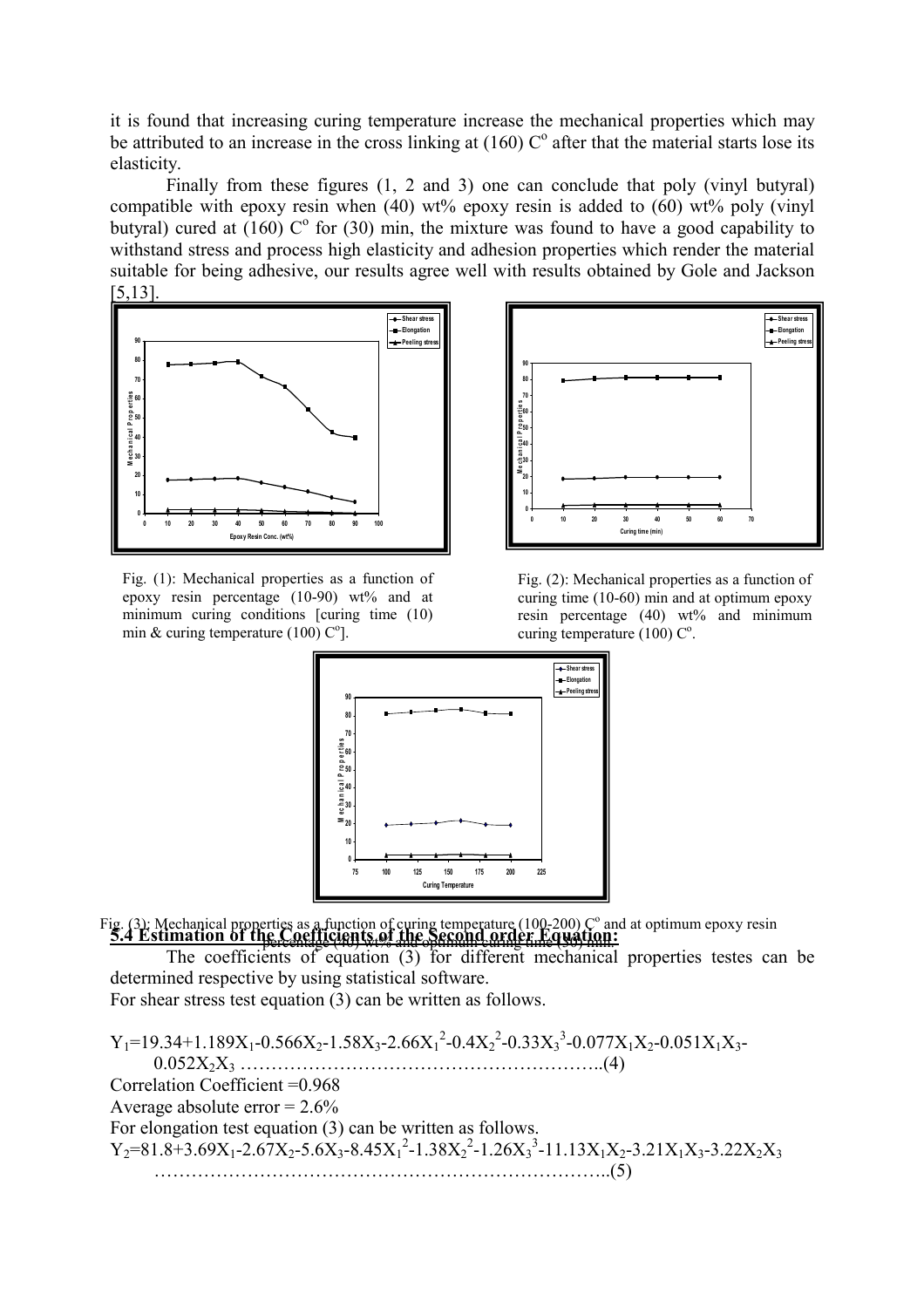it is found that increasing curing temperature increase the mechanical properties which may be attributed to an increase in the cross linking at (160) C$^{o}$ after that the material starts lose its elasticity.

Finally from these figures (1, 2 and 3) one can conclude that poly (vinyl butyral) compatible with epoxy resin when (40) wt% epoxy resin is added to (60) wt% poly (vinyl butyral) cured at (160) C$^{o}$ for (30) min, the mixture was found to have a good capability to withstand stress and process high elasticity and adhesion properties which render the material suitable for being adhesive, our results agree well with results obtained by Gole and Jackson [5,13].

Fig. (1): Mechanical properties as a function of epoxy resin percentage (10-90) wt% and at minimum curing conditions [curing time (10) min & curing temperature (100) C$^{o}$].

Fig. (2): Mechanical properties as a function of curing time (10-60) min and at optimum epoxy resin percentage (40) wt% and minimum curing temperature (100) C$^{o}$.

Fig. (3): Mechanical properties as a function of curing temperature (100-200) C$^{o}$ and at optimum epoxy resin percentage (40) wt% and optimum curing time (30) min.

## 5.4 Estimation of the Coefficients of the Second order Equation:

The coefficients of equation (3) for different mechanical properties testes can be determined respective by using statistical software.

For shear stress test equation (3) can be written as follows.

$$Y_1=19.34+1.189X_1-0.566X_2-1.58X_3-2.66X_1^2-0.4X_2^2-0.33X_3^3-0.077X_1X_2-0.051X_1X_3-0.052X_2X_3 \quad ...(4)$$

Correlation Coefficient =0.968

Average absolute error = 2.6%

For elongation test equation (3) can be written as follows.

$$Y_2=81.8+3.69X_1-2.67X_2-5.6X_3-8.45X_1^2-1.38X_2^2-1.26X_3^3-11.13X_1X_2-3.21X_1X_3-3.22X_2X_3 \quad ...(5)$$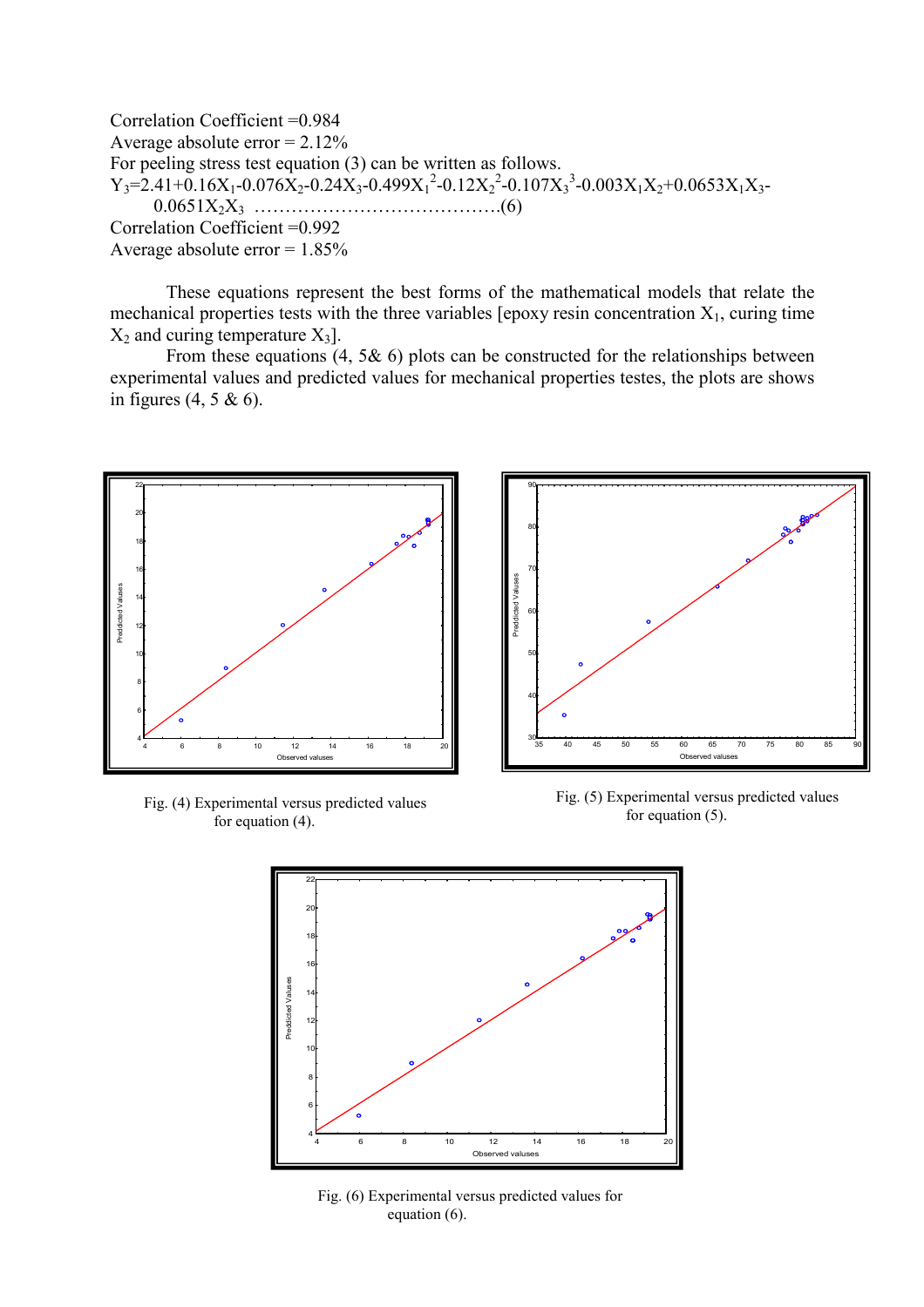Correlation Coefficient =0.984

Average absolute error = 2.12%

For peeling stress test equation (3) can be written as follows.

$$Y_3=2.41+0.16X_1-0.076X_2-0.24X_3-0.499X_1^2-0.12X_2^2-0.107X_3^3-0.003X_1X_2+0.0653X_1X_3-0.0651X_2X_3 \quad \ldots\ldots\ldots\ldots\ldots\ldots\ldots\ldots\ldots\ldots\ldots\ldots(6)$$

Correlation Coefficient =0.992

Average absolute error = 1.85%

These equations represent the best forms of the mathematical models that relate the mechanical properties tests with the three variables [epoxy resin concentration $X_1$, curing time $X_2$ and curing temperature $X_3$].

From these equations (4, 5& 6) plots can be constructed for the relationships between experimental values and predicted values for mechanical properties testes, the plots are shows in figures (4, 5 & 6).

Fig. (4) Experimental versus predicted values for equation (4).

Fig. (5) Experimental versus predicted values for equation (5).

Fig. (6) Experimental versus predicted values for equation (6).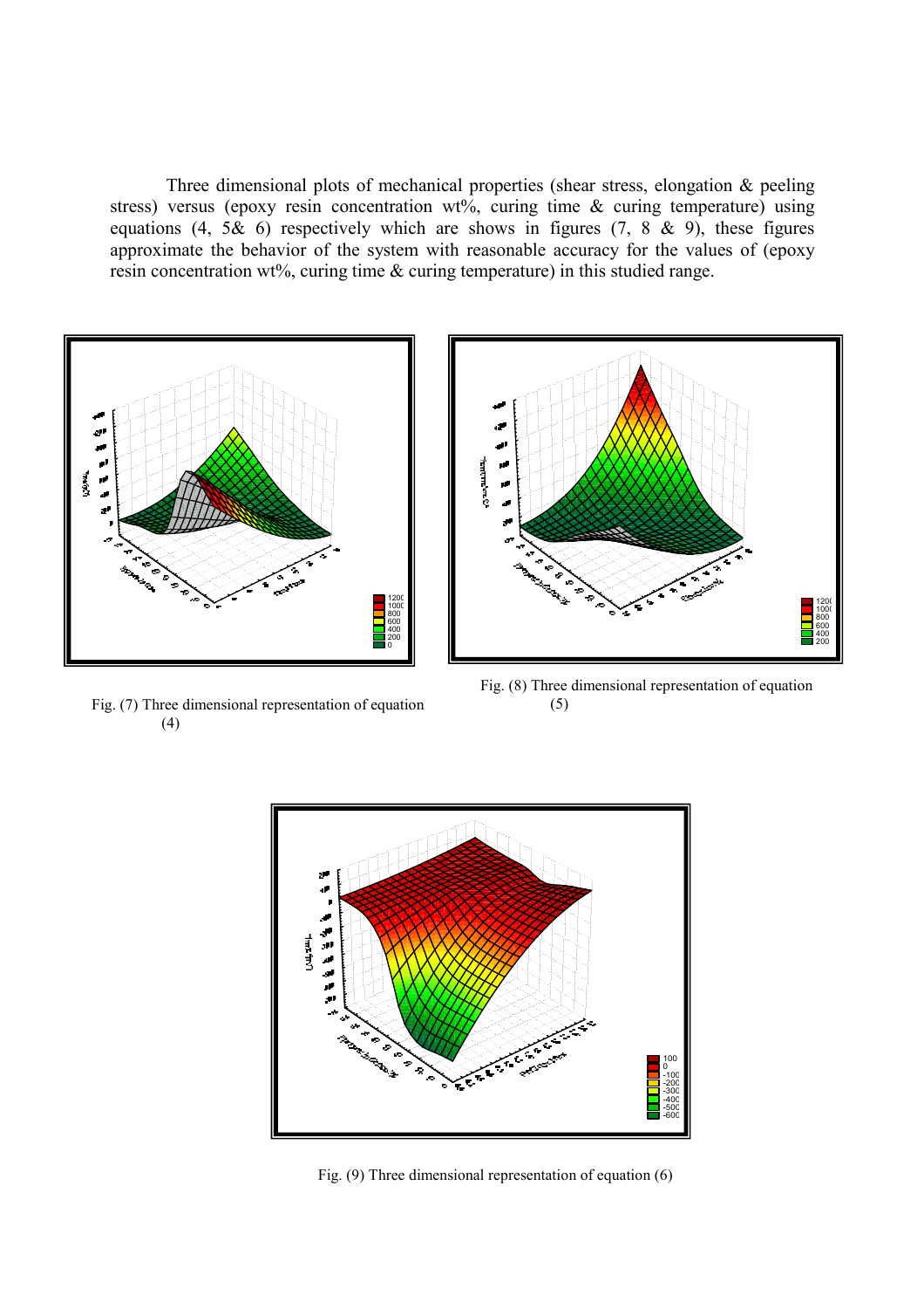Three dimensional plots of mechanical properties (shear stress, elongation & peeling stress) versus (epoxy resin concentration wt%, curing time & curing temperature) using equations (4, 5& 6) respectively which are shows in figures (7, 8 & 9), these figures approximate the behavior of the system with reasonable accuracy for the values of (epoxy resin concentration wt%, curing time & curing temperature) in this studied range.

Fig. (7) Three dimensional representation of equation (4)

Fig. (8) Three dimensional representation of equation (5)

Fig. (9) Three dimensional representation of equation (6)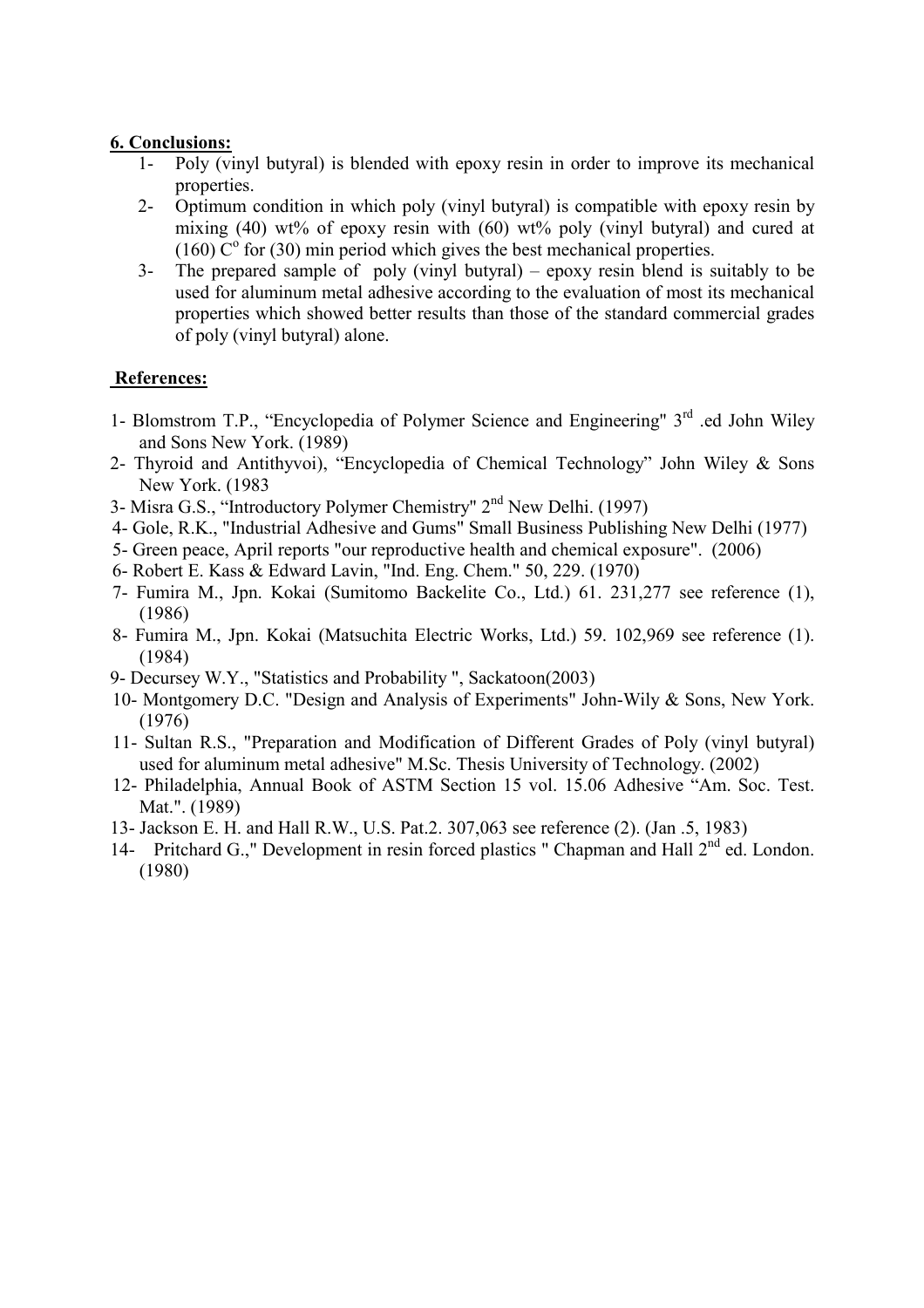## 6. Conclusions:

1- Poly (vinyl butyral) is blended with epoxy resin in order to improve its mechanical properties.

2- Optimum condition in which poly (vinyl butyral) is compatible with epoxy resin by mixing (40) wt% of epoxy resin with (60) wt% poly (vinyl butyral) and cured at (160) $C^o$ for (30) min period which gives the best mechanical properties.

3- The prepared sample of poly (vinyl butyral) – epoxy resin blend is suitably to be used for aluminum metal adhesive according to the evaluation of most its mechanical properties which showed better results than those of the standard commercial grades of poly (vinyl butyral) alone.

## References:

1- Blomstrom T.P., "Encyclopedia of Polymer Science and Engineering" 3rd .ed John Wiley and Sons New York. (1989)

2- Thyroid and Antithyvoi), "Encyclopedia of Chemical Technology" John Wiley & Sons New York. (1983

3- Misra G.S., "Introductory Polymer Chemistry" 2nd New Delhi. (1997)

4- Gole, R.K., "Industrial Adhesive and Gums" Small Business Publishing New Delhi (1977)

5- Green peace, April reports "our reproductive health and chemical exposure". (2006)

6- Robert E. Kass & Edward Lavin, "Ind. Eng. Chem." 50, 229. (1970)

7- Fumira M., Jpn. Kokai (Sumitomo Backelite Co., Ltd.) 61. 231,277 see reference (1), (1986)

8- Fumira M., Jpn. Kokai (Matsuchita Electric Works, Ltd.) 59. 102,969 see reference (1). (1984)

9- Decursey W.Y., "Statistics and Probability ", Sackatoon(2003)

10- Montgomery D.C. "Design and Analysis of Experiments" John-Wily & Sons, New York. (1976)

11- Sultan R.S., "Preparation and Modification of Different Grades of Poly (vinyl butyral) used for aluminum metal adhesive" M.Sc. Thesis University of Technology. (2002)

12- Philadelphia, Annual Book of ASTM Section 15 vol. 15.06 Adhesive "Am. Soc. Test. Mat.". (1989)

13- Jackson E. H. and Hall R.W., U.S. Pat.2. 307,063 see reference (2). (Jan .5, 1983)

14- Pritchard G.," Development in resin forced plastics " Chapman and Hall 2nd ed. London. (1980)